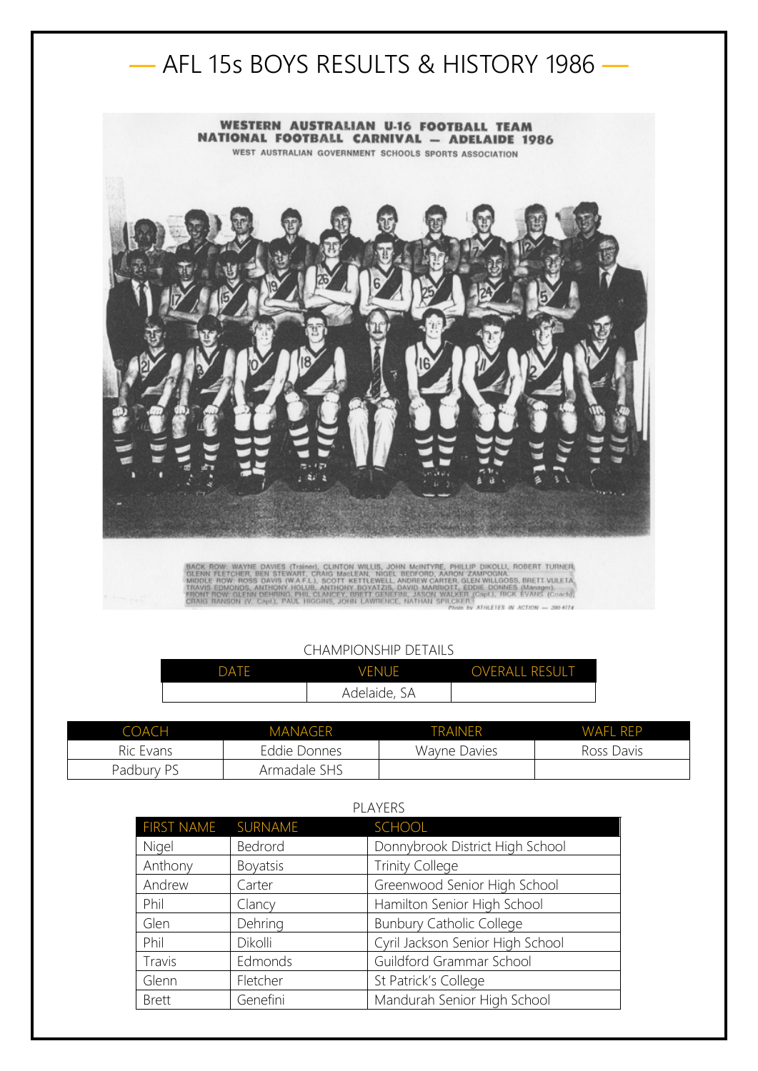# AFL 15s BOYS RESULTS & HISTORY 1986

WESTERN AUSTRALIAN U-16 FOOTBALL TEAM
NATIONAL FOOTBALL CARNIVAL — ADELAIDE 1986
WEST AUSTRALIAN GOVERNMENT SCHOOLS SPORTS ASSOCIATION

BACK ROW: WAYNE DAVIES (Trainer), CLINTON WILLIS, JOHN McINTYRE, PHILLIP DIKOLLI, ROBERT TURNER, GLENN FLETCHER, BEN STEWART, CRAIG MacLEAN, NIGEL BEDFORD, AARON ZAMPOGNA.
MIDDLE ROW: ROSS DAVIS (W.A.F.L.), SCOTT KETTLEWELL, ANDREW CARTER, GLEN WILLGOSS, BRETT VULETA, TRAVIS EDMONDS, ANTHONY HOLUB, ANTHONY BOYATZIS, DAVID MARRIOTT, EDDIE DONNES (Manager).
FRONT ROW: GLENN DEHRING, PHIL CLANCEY, BRETT GENEFINI, JASON WALKER (Capt.), RICK EVANS (Coach), CRAIG RANSON (V. Capt.), PAUL HIGGINS, JOHN LAWRENCE, NATHAN SPILCKER.
Photo by ATHLETES IN ACTION — 390 4174

CHAMPIONSHIP DETAILS

| DATE | VENUE | OVERALL RESULT |
|---|---|---|
| | Adelaide, SA | |

| COACH | MANAGER | TRAINER | WAFL REP |
|---|---|---|---|
| Ric Evans | Eddie Donnes | Wayne Davies | Ross Davis |
| Padbury PS | Armadale SHS | | |

PLAYERS

| FIRST NAME | SURNAME | SCHOOL |
|---|---|---|
| Nigel | Bedrord | Donnybrook District High School |
| Anthony | Boyatsis | Trinity College |
| Andrew | Carter | Greenwood Senior High School |
| Phil | Clancy | Hamilton Senior High School |
| Glen | Dehring | Bunbury Catholic College |
| Phil | Dikolli | Cyril Jackson Senior High School |
| Travis | Edmonds | Guildford Grammar School |
| Glenn | Fletcher | St Patrick's College |
| Brett | Genefini | Mandurah Senior High School |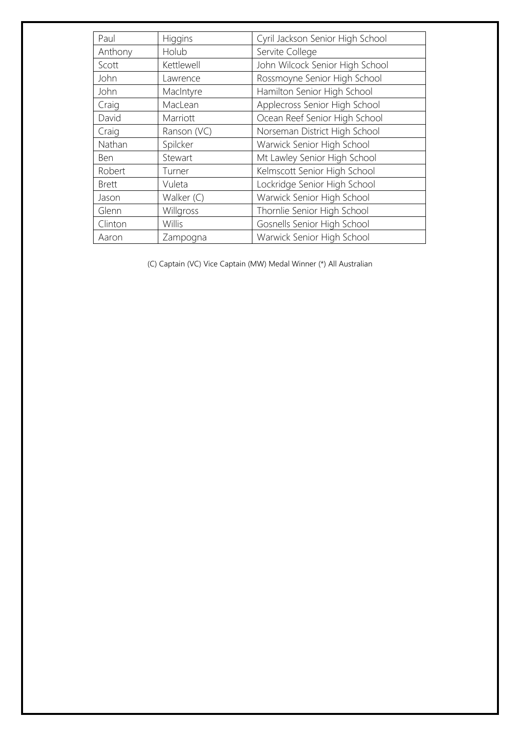| | | |
|---|---|---|
| Paul | Higgins | Cyril Jackson Senior High School |
| Anthony | Holub | Servite College |
| Scott | Kettlewell | John Wilcock Senior High School |
| John | Lawrence | Rossmoyne Senior High School |
| John | MacIntyre | Hamilton Senior High School |
| Craig | MacLean | Applecross Senior High School |
| David | Marriott | Ocean Reef Senior High School |
| Craig | Ranson (VC) | Norseman District High School |
| Nathan | Spilcker | Warwick Senior High School |
| Ben | Stewart | Mt Lawley Senior High School |
| Robert | Turner | Kelmscott Senior High School |
| Brett | Vuleta | Lockridge Senior High School |
| Jason | Walker (C) | Warwick Senior High School |
| Glenn | Willgross | Thornlie Senior High School |
| Clinton | Willis | Gosnells Senior High School |
| Aaron | Zampogna | Warwick Senior High School |

(C) Captain (VC) Vice Captain (MW) Medal Winner (*) All Australian